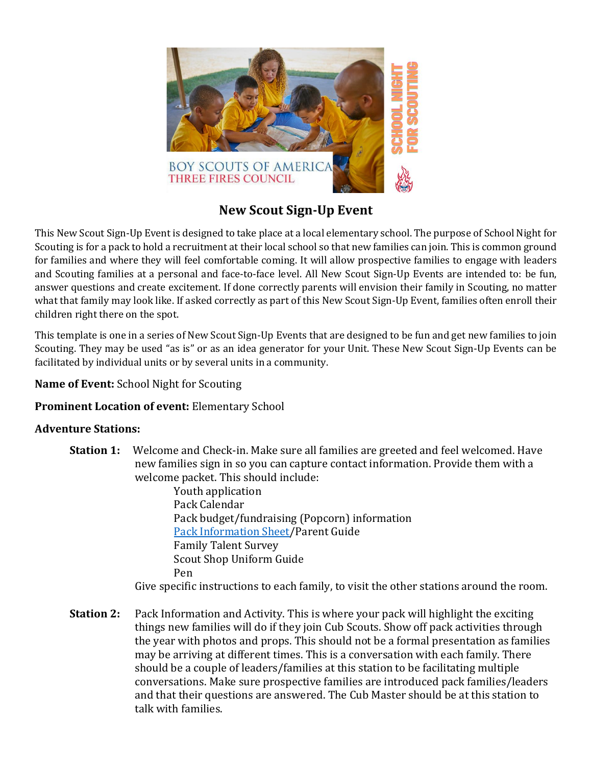# New Scout Sign-Up Event

This New Scout Sign-Up Event is designed to take place at a local elementary school. The purpose of School Night for Scouting is for a pack to hold a recruitment at their local school so that new families can join. This is common ground for families and where they will feel comfortable coming. It will allow prospective families to engage with leaders and Scouting families at a personal and face-to-face level. All New Scout Sign-Up Events are intended to: be fun, answer questions and create excitement. If done correctly parents will envision their family in Scouting, no matter what that family may look like. If asked correctly as part of this New Scout Sign-Up Event, families often enroll their children right there on the spot.

This template is one in a series of New Scout Sign-Up Events that are designed to be fun and get new families to join Scouting. They may be used "as is" or as an idea generator for your Unit. These New Scout Sign-Up Events can be facilitated by individual units or by several units in a community.

**Name of Event:** School Night for Scouting

**Prominent Location of event:** Elementary School

**Adventure Stations:**

**Station 1:** Welcome and Check-in. Make sure all families are greeted and feel welcomed. Have new families sign in so you can capture contact information. Provide them with a welcome packet. This should include:

- Youth application
- Pack Calendar
- Pack budget/fundraising (Popcorn) information
- Pack Information Sheet/Parent Guide
- Family Talent Survey
- Scout Shop Uniform Guide
- Pen

Give specific instructions to each family, to visit the other stations around the room.

**Station 2:** Pack Information and Activity. This is where your pack will highlight the exciting things new families will do if they join Cub Scouts. Show off pack activities through the year with photos and props. This should not be a formal presentation as families may be arriving at different times. This is a conversation with each family. There should be a couple of leaders/families at this station to be facilitating multiple conversations. Make sure prospective families are introduced pack families/leaders and that their questions are answered. The Cub Master should be at this station to talk with families.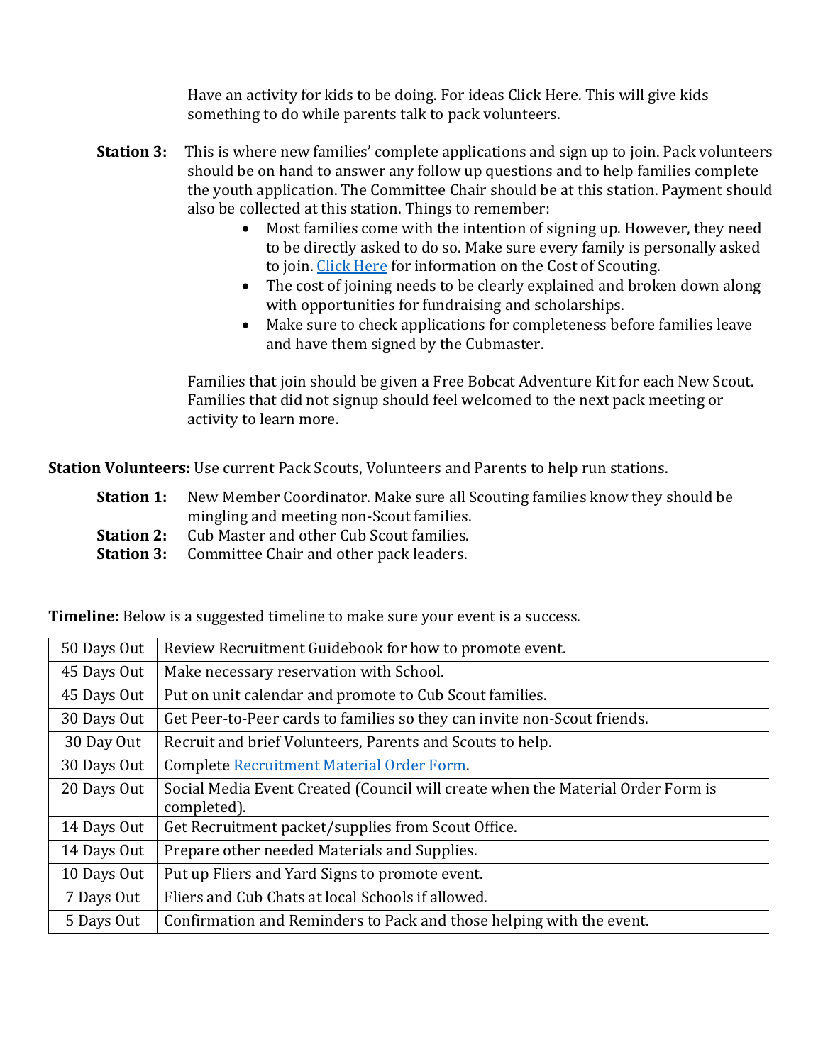Have an activity for kids to be doing. For ideas Click Here. This will give kids something to do while parents talk to pack volunteers.

**Station 3:** This is where new families' complete applications and sign up to join. Pack volunteers should be on hand to answer any follow up questions and to help families complete the youth application. The Committee Chair should be at this station. Payment should also be collected at this station. Things to remember:

- Most families come with the intention of signing up. However, they need to be directly asked to do so. Make sure every family is personally asked to join. Click Here for information on the Cost of Scouting.
- The cost of joining needs to be clearly explained and broken down along with opportunities for fundraising and scholarships.
- Make sure to check applications for completeness before families leave and have them signed by the Cubmaster.

Families that join should be given a Free Bobcat Adventure Kit for each New Scout. Families that did not signup should feel welcomed to the next pack meeting or activity to learn more.

**Station Volunteers:** Use current Pack Scouts, Volunteers and Parents to help run stations.

**Station 1:** New Member Coordinator. Make sure all Scouting families know they should be mingling and meeting non-Scout families.
**Station 2:** Cub Master and other Cub Scout families.
**Station 3:** Committee Chair and other pack leaders.

**Timeline:** Below is a suggested timeline to make sure your event is a success.

| | |
|---|---|
| 50 Days Out | Review Recruitment Guidebook for how to promote event. |
| 45 Days Out | Make necessary reservation with School. |
| 45 Days Out | Put on unit calendar and promote to Cub Scout families. |
| 30 Days Out | Get Peer-to-Peer cards to families so they can invite non-Scout friends. |
| 30 Day Out | Recruit and brief Volunteers, Parents and Scouts to help. |
| 30 Days Out | Complete Recruitment Material Order Form. |
| 20 Days Out | Social Media Event Created (Council will create when the Material Order Form is completed). |
| 14 Days Out | Get Recruitment packet/supplies from Scout Office. |
| 14 Days Out | Prepare other needed Materials and Supplies. |
| 10 Days Out | Put up Fliers and Yard Signs to promote event. |
| 7 Days Out | Fliers and Cub Chats at local Schools if allowed. |
| 5 Days Out | Confirmation and Reminders to Pack and those helping with the event. |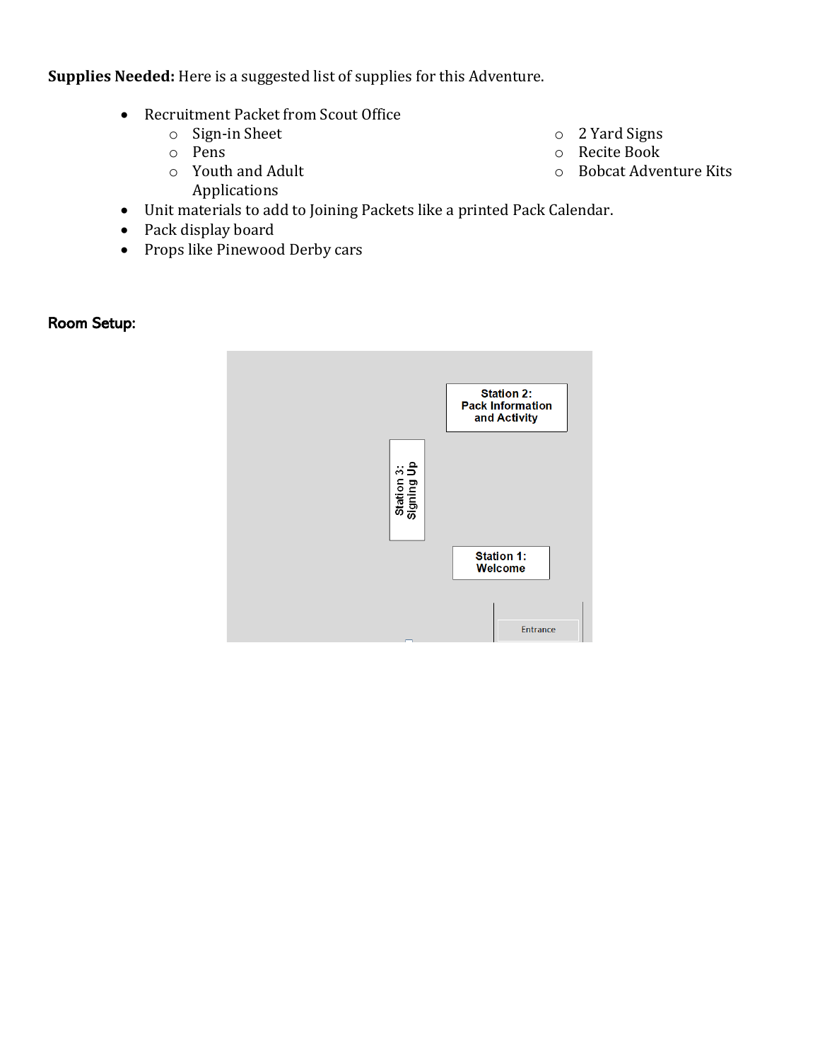**Supplies Needed:** Here is a suggested list of supplies for this Adventure.

- Recruitment Packet from Scout Office
  - Sign-in Sheet
  - Pens
  - Youth and Adult Applications
  - 2 Yard Signs
  - Recite Book
  - Bobcat Adventure Kits
- Unit materials to add to Joining Packets like a printed Pack Calendar.
- Pack display board
- Props like Pinewood Derby cars

**Room Setup:**

Station 2: Pack Information and Activity

Station 3: Signing Up

Station 1: Welcome

Entrance